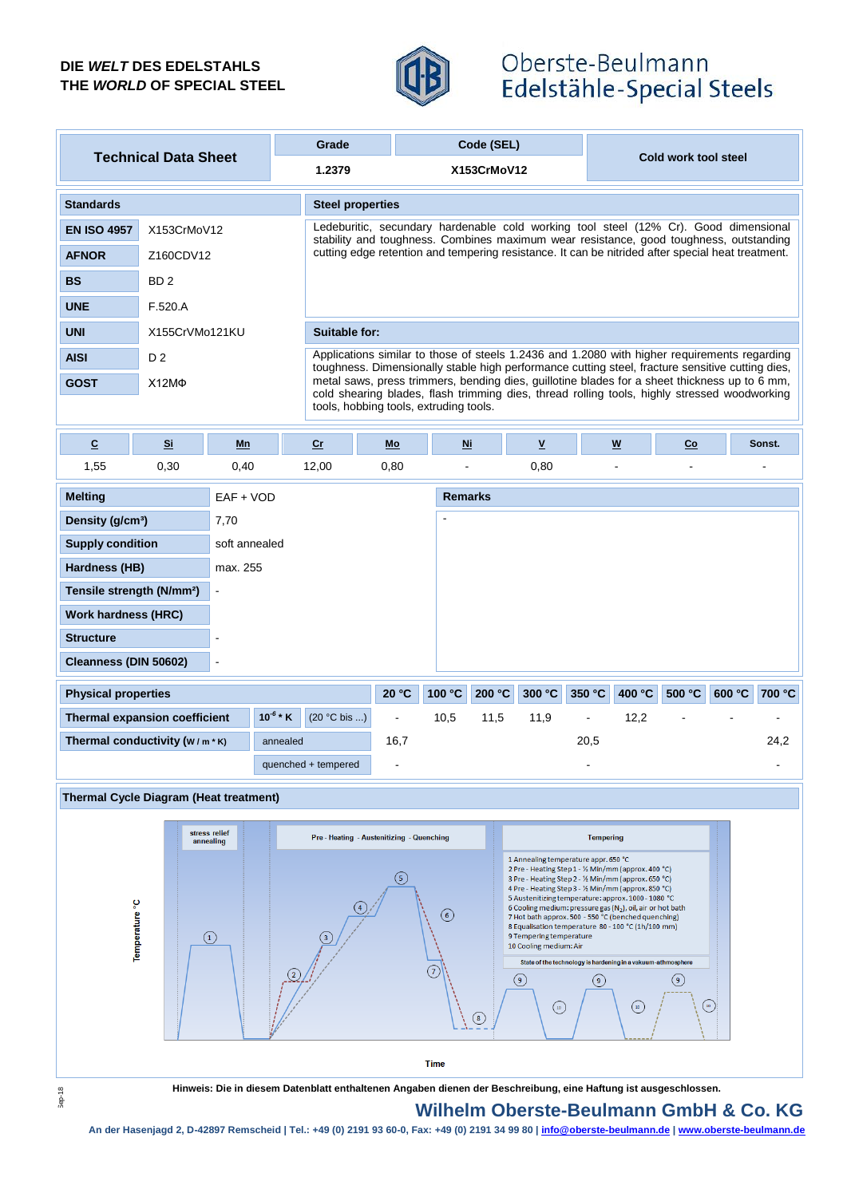DIE *WELT* DES EDELSTAHLS
THE *WORLD* OF SPECIAL STEEL

Oberste-Beulmann
Edelstähle-Special Steels

| Technical Data Sheet | Grade | Code (SEL) | Cold work tool steel |
|---|---|---|---|
| | 1.2379 | X153CrMoV12 | |

## Standards

| | |
|---|---|
| EN ISO 4957 | X153CrMoV12 |
| AFNOR | Z160CDV12 |
| BS | BD 2 |
| UNE | F.520.A |
| UNI | X155CrVMo121KU |
| AISI | D 2 |
| GOST | X12MΦ |

## Steel properties

Ledeburitic, secundary hardenable cold working tool steel (12% Cr). Good dimensional stability and toughness. Combines maximum wear resistance, good toughness, outstanding cutting edge retention and tempering resistance. It can be nitrided after special heat treatment.

## Suitable for:

Applications similar to those of steels 1.2436 and 1.2080 with higher requirements regarding toughness. Dimensionally stable high performance cutting steel, fracture sensitive cutting dies, metal saws, press trimmers, bending dies, guillotine blades for a sheet thickness up to 6 mm, cold shearing blades, flash trimming dies, thread rolling tools, highly stressed woodworking tools, hobbing tools, extruding tools.

| C | Si | Mn | Cr | Mo | Ni | V | W | Co | Sonst. |
|---|---|---|---|---|---|---|---|---|---|
| 1,55 | 0,30 | 0,40 | 12,00 | 0,80 | - | 0,80 | - | - | - |

| | |
|---|---|
| Melting | EAF + VOD |
| Density (g/cm³) | 7,70 |
| Supply condition | soft annealed |
| Hardness (HB) | max. 255 |
| Tensile strength (N/mm²) | - |
| Work hardness (HRC) | |
| Structure | - |
| Cleanness (DIN 50602) | - |

## Remarks

-

| Physical properties | | | 20 °C | 100 °C | 200 °C | 300 °C | 350 °C | 400 °C | 500 °C | 600 °C | 700 °C |
|---|---|---|---|---|---|---|---|---|---|---|---|
| Thermal expansion coefficient | $10^{-6}$ * K | (20 °C bis ...) | - | 10,5 | 11,5 | 11,9 | - | 12,2 | - | - | - |
| Thermal conductivity (W / m * K) | annealed | | 16,7 | | | | 20,5 | | | | 24,2 |
| | quenched + tempered | | - | | | | - | | | | - |

## Thermal Cycle Diagram (Heat treatment)

stress relief annealing | Pre - Heating - Austenitizing - Quenching | Tempering

1 Annealing temperature appr. 650 °C
2 Pre - Heating Step 1 - ½ Min/mm (approx. 400 °C)
3 Pre - Heating Step 2 - ½ Min/mm (approx. 650 °C)
4 Pre - Heating Step 3 - ½ Min/mm (approx. 850 °C)
5 Austenitizing temperature: approx. 1000 - 1080 °C
6 Cooling medium: pressure gas ($N_2$), oil, air or hot bath
7 Hot bath approx. 500 - 550 °C (benched quenching)
8 Equalisation temperature 80 - 100 °C (1h/100 mm)
9 Tempering temperature
10 Cooling medium: Air

State of the technology is hardening in a vakuum-athmosphere

Temperature °C

Time

**Hinweis: Die in diesem Datenblatt enthaltenen Angaben dienen der Beschreibung, eine Haftung ist ausgeschlossen.**

**Wilhelm Oberste-Beulmann GmbH & Co. KG**

An der Hasenjagd 2, D-42897 Remscheid | Tel.: +49 (0) 2191 93 60-0, Fax: +49 (0) 2191 34 99 80 | info@oberste-beulmann.de | www.oberste-beulmann.de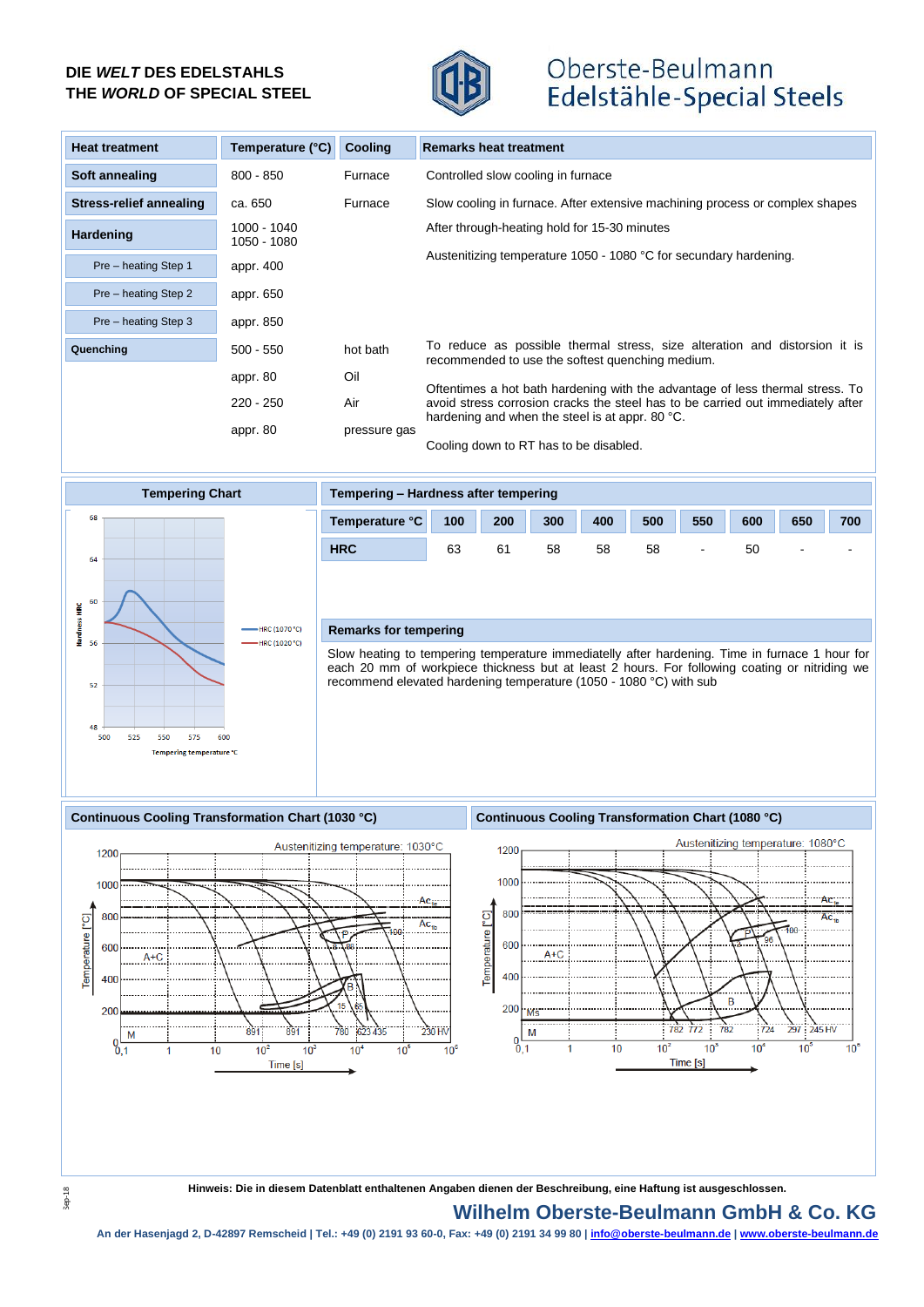DIE *WELT* DES EDELSTAHLS
THE *WORLD* OF SPECIAL STEEL

Oberste-Beulmann
Edelstähle-Special Steels

| Heat treatment | Temperature (°C) | Cooling | Remarks heat treatment |
|---|---|---|---|
| Soft annealing | 800 - 850 | Furnace | Controlled slow cooling in furnace |
| Stress-relief annealing | ca. 650 | Furnace | Slow cooling in furnace. After extensive machining process or complex shapes |
| Hardening | 1000 - 1040<br>1050 - 1080 | | After through-heating hold for 15-30 minutes<br>Austenitizing temperature 1050 - 1080 °C for secundary hardening. |
| Pre – heating Step 1 | appr. 400 | | |
| Pre – heating Step 2 | appr. 650 | | |
| Pre – heating Step 3 | appr. 850 | | |
| Quenching | 500 - 550 | hot bath | To reduce as possible thermal stress, size alteration and distorsion it is recommended to use the softest quenching medium. |
| | appr. 80 | Oil | Oftentimes a hot bath hardening with the advantage of less thermal stress. To avoid stress corrosion cracks the steel has to be carried out immediately after hardening and when the steel is at appr. 80 °C. |
| | 220 - 250 | Air | |
| | appr. 80 | pressure gas | Cooling down to RT has to be disabled. |

## Tempering Chart

## Tempering – Hardness after tempering

| Temperature °C | 100 | 200 | 300 | 400 | 500 | 550 | 600 | 650 | 700 |
|---|---|---|---|---|---|---|---|---|---|
| HRC | 63 | 61 | 58 | 58 | 58 | - | 50 | - | - |

## Remarks for tempering

Slow heating to tempering temperature immediatelly after hardening. Time in furnace 1 hour for each 20 mm of workpiece thickness but at least 2 hours. For following coating or nitriding we recommend elevated hardening temperature (1050 - 1080 °C) with sub

## Continuous Cooling Transformation Chart (1030 °C)

## Continuous Cooling Transformation Chart (1080 °C)

**Hinweis: Die in diesem Datenblatt enthaltenen Angaben dienen der Beschreibung, eine Haftung ist ausgeschlossen.**

**Wilhelm Oberste-Beulmann GmbH & Co. KG**

An der Hasenjagd 2, D-42897 Remscheid | Tel.: +49 (0) 2191 93 60-0, Fax: +49 (0) 2191 34 99 80 | info@oberste-beulmann.de | www.oberste-beulmann.de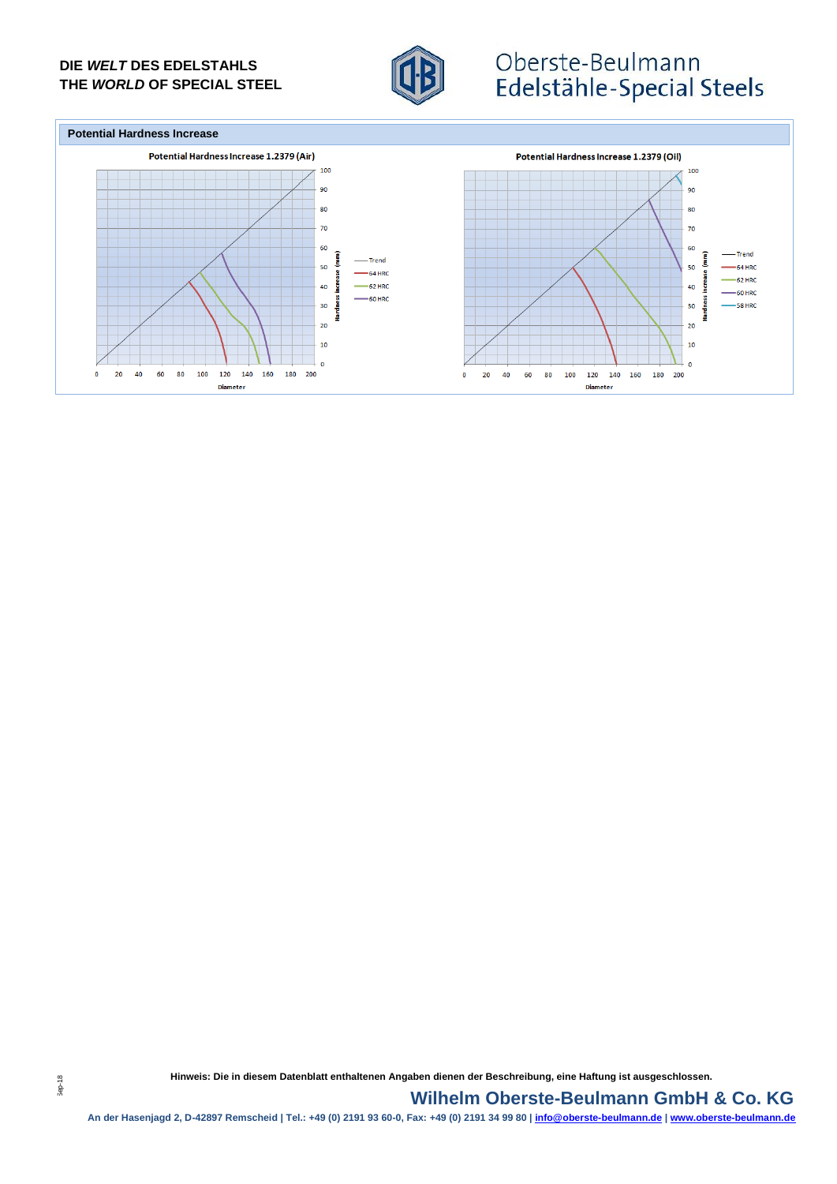## Potential Hardness Increase

Potential Hardness Increase 1.2379 (Air)

Hardness Increase (mm)

100
90
80
70
60
50
40
30
20
10
0

0 20 40 60 80 100 120 140 160 180 200

Diameter

Trend
64 HRC
62 HRC
60 HRC

Potential Hardness Increase 1.2379 (Oil)

Hardness Increase (mm)

100
90
80
70
60
50
40
30
20
10
0

0 20 40 60 80 100 120 140 160 180 200

Diameter

Trend
64 HRC
62 HRC
60 HRC
58 HRC

Hinweis: Die in diesem Datenblatt enthaltenen Angaben dienen der Beschreibung, eine Haftung ist ausgeschlossen.

**Wilhelm Oberste-Beulmann GmbH & Co. KG**

An der Hasenjagd 2, D-42897 Remscheid | Tel.: +49 (0) 2191 93 60-0, Fax: +49 (0) 2191 34 99 80 | info@oberste-beulmann.de | www.oberste-beulmann.de

Sep-18